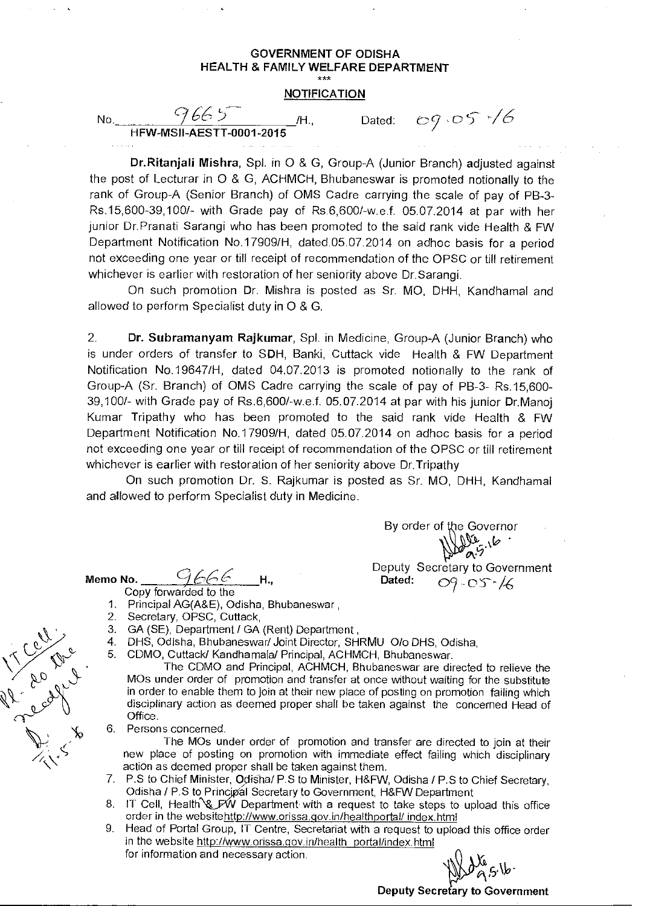# GOVERNMENT OF ODISHA
## HEALTH & FAMILY WELFARE DEPARTMENT

\*\*\*

**NOTIFICATION**

No. 9665 /H., Dated: 09.05.16
**HFW-MSII-AESTT-0001-2015**

**Dr.Ritanjali Mishra**, Spl. in O & G, Group-A (Junior Branch) adjusted against the post of Lecturar in O & G, ACHMCH, Bhubaneswar is promoted notionally to the rank of Group-A (Senior Branch) of OMS Cadre carrying the scale of pay of PB-3- Rs.15,600-39,100/- with Grade pay of Rs.6,600/-w.e.f. 05.07.2014 at par with her junior Dr.Pranati Sarangi who has been promoted to the said rank vide Health & FW Department Notification No.17909/H, dated.05.07.2014 on adhoc basis for a period not exceeding one year or till receipt of recommendation of the OPSC or till retirement whichever is earlier with restoration of her seniority above Dr.Sarangi.

On such promotion Dr. Mishra is posted as Sr. MO, DHH, Kandhamal and allowed to perform Specialist duty in O & G.

2. **Dr. Subramanyam Rajkumar**, Spl. in Medicine, Group-A (Junior Branch) who is under orders of transfer to SDH, Banki, Cuttack vide Health & FW Department Notification No.19647/H, dated 04.07.2013 is promoted notionally to the rank of Group-A (Sr. Branch) of OMS Cadre carrying the scale of pay of PB-3- Rs.15,600-39,100/- with Grade pay of Rs.6,600/-w.e.f. 05.07.2014 at par with his junior Dr.Manoj Kumar Tripathy who has been promoted to the said rank vide Health & FW Department Notification No.17909/H, dated 05.07.2014 on adhoc basis for a period not exceeding one year or till receipt of recommendation of the OPSC or till retirement whichever is earlier with restoration of her seniority above Dr.Tripathy

On such promotion Dr. S. Rajkumar is posted as Sr. MO, DHH, Kandhamal and allowed to perform Specialist duty in Medicine.

By order of the Governor

Sd/- 9.5.16

Deputy Secretary to Government

**Memo No.** 9666 **H.,** **Dated:** 09.05.16

Copy forwarded to the

1. Principal AG(A&E), Odisha, Bhubaneswar ,
2. Secretary, OPSC, Cuttack,
3. GA (SE), Department / GA (Rent) Department ,
4. DHS, Odisha, Bhubaneswar/ Joint Director, SHRMU O/o DHS, Odisha,
5. CDMO, Cuttack/ Kandhamala/ Principal, ACHMCH, Bhubaneswar.
   The CDMO and Principal, ACHMCH, Bhubaneswar are directed to relieve the MOs under order of promotion and transfer at once without waiting for the substitute in order to enable them to join at their new place of posting on promotion failing which disciplinary action as deemed proper shall be taken against the concerned Head of Office.
6. Persons concerned.
   The MOs under order of promotion and transfer are directed to join at their new place of posting on promotion with immediate effect failing which disciplinary action as deemed proper shall be taken against them.
7. P.S to Chief Minister, Odisha/ P.S to Minister, H&FW, Odisha / P.S to Chief Secretary, Odisha / P.S to Principal Secretary to Government, H&FW Department
8. IT Cell, Health & FW Department with a request to take steps to upload this office order in the websitehttp://www.orissa.gov.in/healthportal/ index.html
9. Head of Portal Group, IT Centre, Secretariat with a request to upload this office order in the website http://www.orissa.gov.in/health portal/index.html
   for information and necessary action.

IT Cell. Pl. do the needful. 11.5

Sd/- 9.5.16

**Deputy Secretary to Government**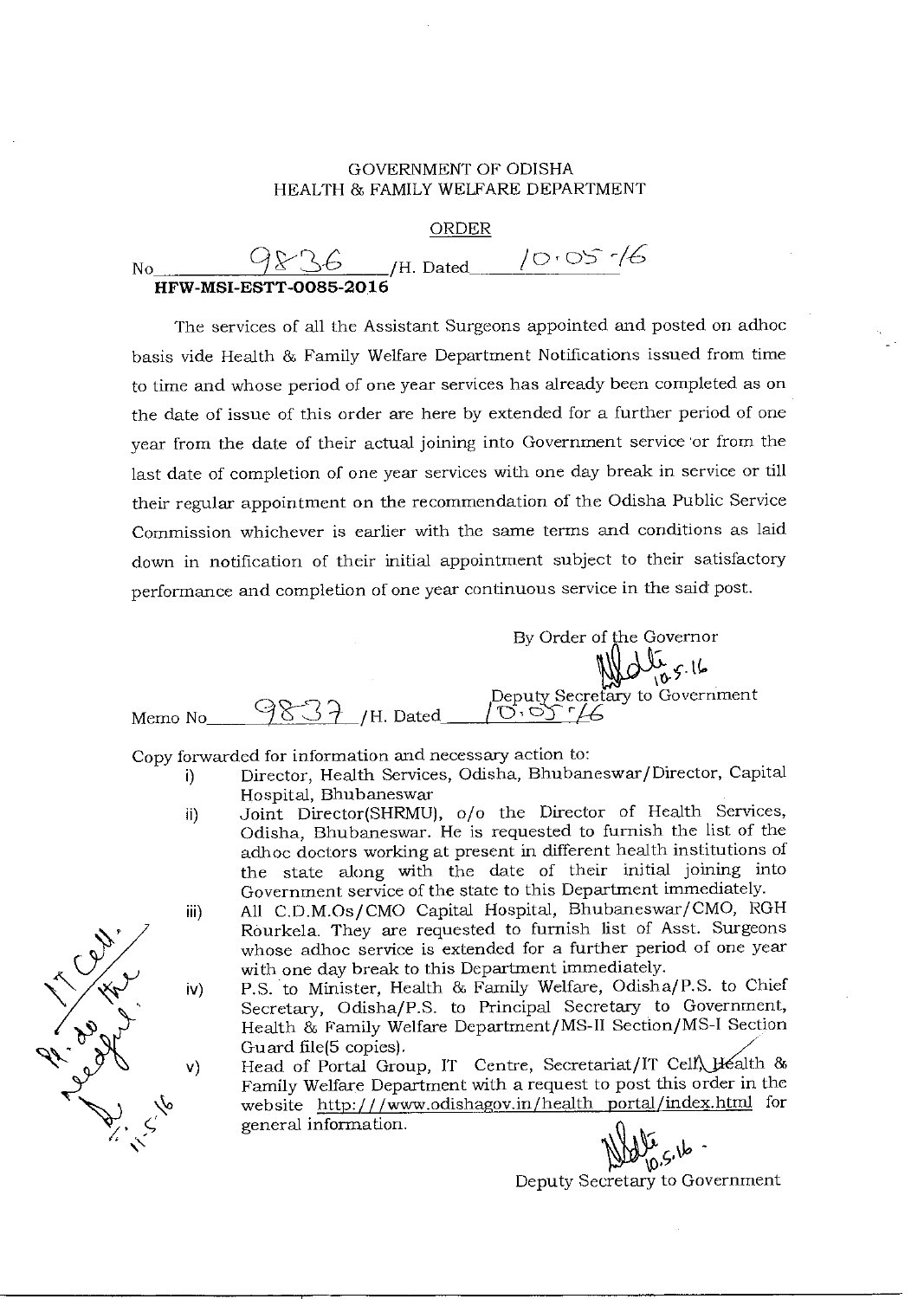GOVERNMENT OF ODISHA
HEALTH & FAMILY WELFARE DEPARTMENT

ORDER

No 9836 /H. Dated 10.05.16
**HFW-MSI-ESTT-0085-2016**

The services of all the Assistant Surgeons appointed and posted on adhoc basis vide Health & Family Welfare Department Notifications issued from time to time and whose period of one year services has already been completed as on the date of issue of this order are here by extended for a further period of one year from the date of their actual joining into Government service or from the last date of completion of one year services with one day break in service or till their regular appointment on the recommendation of the Odisha Public Service Commission whichever is earlier with the same terms and conditions as laid down in notification of their initial appointment subject to their satisfactory performance and completion of one year continuous service in the said post.

By Order of the Governor

10.5.16

Deputy Secretary to Government

Memo No 9837 /H. Dated 10.05.16

Copy forwarded for information and necessary action to:

i) Director, Health Services, Odisha, Bhubaneswar/Director, Capital Hospital, Bhubaneswar
ii) Joint Director(SHRMU), o/o the Director of Health Services, Odisha, Bhubaneswar. He is requested to furnish the list of the adhoc doctors working at present in different health institutions of the state along with the date of their initial joining into Government service of the state to this Department immediately.
iii) All C.D.M.Os/CMO Capital Hospital, Bhubaneswar/CMO, RGH Rourkela. They are requested to furnish list of Asst. Surgeons whose adhoc service is extended for a further period of one year with one day break to this Department immediately.
iv) P.S. to Minister, Health & Family Welfare, Odisha/P.S. to Chief Secretary, Odisha/P.S. to Principal Secretary to Government, Health & Family Welfare Department/MS-II Section/MS-I Section Guard file(5 copies).
v) Head of Portal Group, IT Centre, Secretariat/IT Cell, Health & Family Welfare Department with a request to post this order in the website http:///www.odishagov.in/health portal/index.html for general information.

10.5.16

Deputy Secretary to Government

IT Cell, Pl. do the needful. 11.5.16